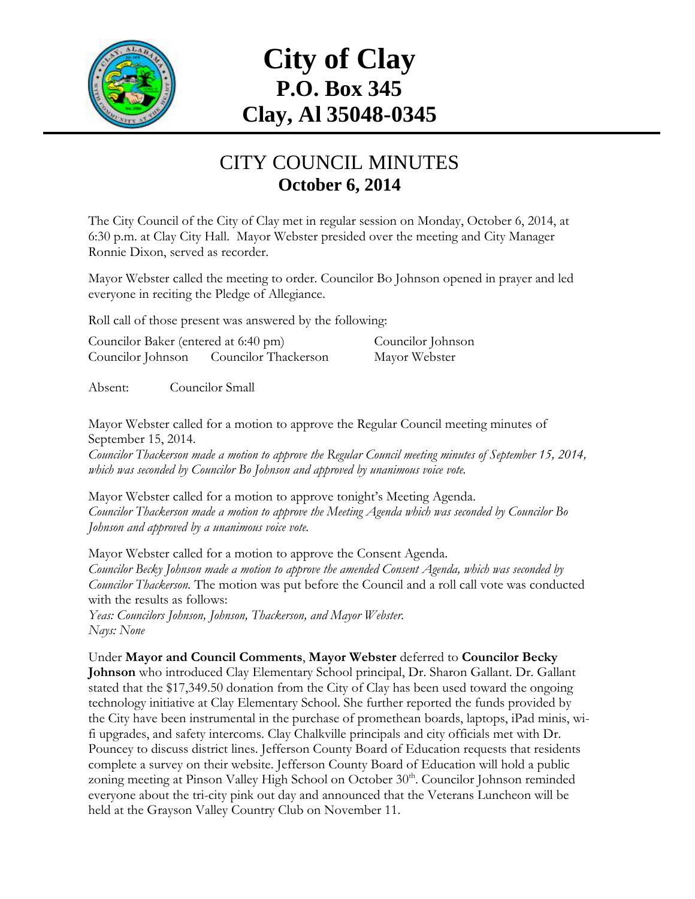# City of Clay
## P.O. Box 345
## Clay, Al 35048-0345

## CITY COUNCIL MINUTES
### October 6, 2014

The City Council of the City of Clay met in regular session on Monday, October 6, 2014, at 6:30 p.m. at Clay City Hall. Mayor Webster presided over the meeting and City Manager Ronnie Dixon, served as recorder.

Mayor Webster called the meeting to order. Councilor Bo Johnson opened in prayer and led everyone in reciting the Pledge of Allegiance.

Roll call of those present was answered by the following:

| | | |
|---|---|---|
| Councilor Baker (entered at 6:40 pm) | | Councilor Johnson |
| Councilor Johnson | Councilor Thackerson | Mayor Webster |

Absent: Councilor Small

Mayor Webster called for a motion to approve the Regular Council meeting minutes of September 15, 2014.
*Councilor Thackerson made a motion to approve the Regular Council meeting minutes of September 15, 2014, which was seconded by Councilor Bo Johnson and approved by unanimous voice vote.*

Mayor Webster called for a motion to approve tonight's Meeting Agenda.
*Councilor Thackerson made a motion to approve the Meeting Agenda which was seconded by Councilor Bo Johnson and approved by a unanimous voice vote.*

Mayor Webster called for a motion to approve the Consent Agenda.
*Councilor Becky Johnson made a motion to approve the amended Consent Agenda, which was seconded by Councilor Thackerson.* The motion was put before the Council and a roll call vote was conducted with the results as follows:
*Yeas: Councilors Johnson, Johnson, Thackerson, and Mayor Webster.*
*Nays: None*

Under **Mayor and Council Comments**, **Mayor Webster** deferred to **Councilor Becky Johnson** who introduced Clay Elementary School principal, Dr. Sharon Gallant. Dr. Gallant stated that the $17,349.50 donation from the City of Clay has been used toward the ongoing technology initiative at Clay Elementary School. She further reported the funds provided by the City have been instrumental in the purchase of promethean boards, laptops, iPad minis, wi-fi upgrades, and safety intercoms. Clay Chalkville principals and city officials met with Dr. Pouncey to discuss district lines. Jefferson County Board of Education requests that residents complete a survey on their website. Jefferson County Board of Education will hold a public zoning meeting at Pinson Valley High School on October 30th. Councilor Johnson reminded everyone about the tri-city pink out day and announced that the Veterans Luncheon will be held at the Grayson Valley Country Club on November 11.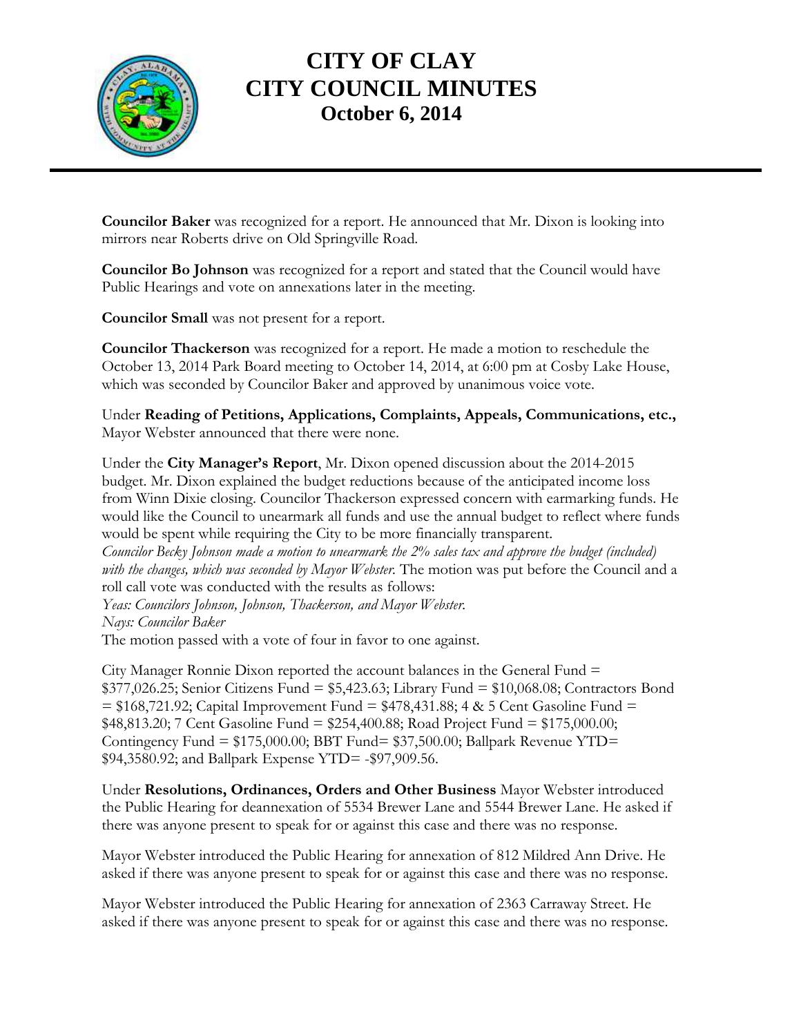# CITY OF CLAY
# CITY COUNCIL MINUTES
## October 6, 2014

**Councilor Baker** was recognized for a report. He announced that Mr. Dixon is looking into mirrors near Roberts drive on Old Springville Road.

**Councilor Bo Johnson** was recognized for a report and stated that the Council would have Public Hearings and vote on annexations later in the meeting.

**Councilor Small** was not present for a report.

**Councilor Thackerson** was recognized for a report. He made a motion to reschedule the October 13, 2014 Park Board meeting to October 14, 2014, at 6:00 pm at Cosby Lake House, which was seconded by Councilor Baker and approved by unanimous voice vote.

Under **Reading of Petitions, Applications, Complaints, Appeals, Communications, etc.,** Mayor Webster announced that there were none.

Under the **City Manager's Report**, Mr. Dixon opened discussion about the 2014-2015 budget. Mr. Dixon explained the budget reductions because of the anticipated income loss from Winn Dixie closing. Councilor Thackerson expressed concern with earmarking funds. He would like the Council to unearmark all funds and use the annual budget to reflect where funds would be spent while requiring the City to be more financially transparent.
*Councilor Becky Johnson made a motion to unearmark the 2% sales tax and approve the budget (included) with the changes, which was seconded by Mayor Webster.* The motion was put before the Council and a roll call vote was conducted with the results as follows:
*Yeas: Councilors Johnson, Johnson, Thackerson, and Mayor Webster.*
*Nays: Councilor Baker*
The motion passed with a vote of four in favor to one against.

City Manager Ronnie Dixon reported the account balances in the General Fund = \$377,026.25; Senior Citizens Fund = \$5,423.63; Library Fund = \$10,068.08; Contractors Bond = \$168,721.92; Capital Improvement Fund = \$478,431.88; 4 & 5 Cent Gasoline Fund = \$48,813.20; 7 Cent Gasoline Fund = \$254,400.88; Road Project Fund = \$175,000.00; Contingency Fund = \$175,000.00; BBT Fund= \$37,500.00; Ballpark Revenue YTD= \$94,3580.92; and Ballpark Expense YTD= -\$97,909.56.

Under **Resolutions, Ordinances, Orders and Other Business** Mayor Webster introduced the Public Hearing for deannexation of 5534 Brewer Lane and 5544 Brewer Lane. He asked if there was anyone present to speak for or against this case and there was no response.

Mayor Webster introduced the Public Hearing for annexation of 812 Mildred Ann Drive. He asked if there was anyone present to speak for or against this case and there was no response.

Mayor Webster introduced the Public Hearing for annexation of 2363 Carraway Street. He asked if there was anyone present to speak for or against this case and there was no response.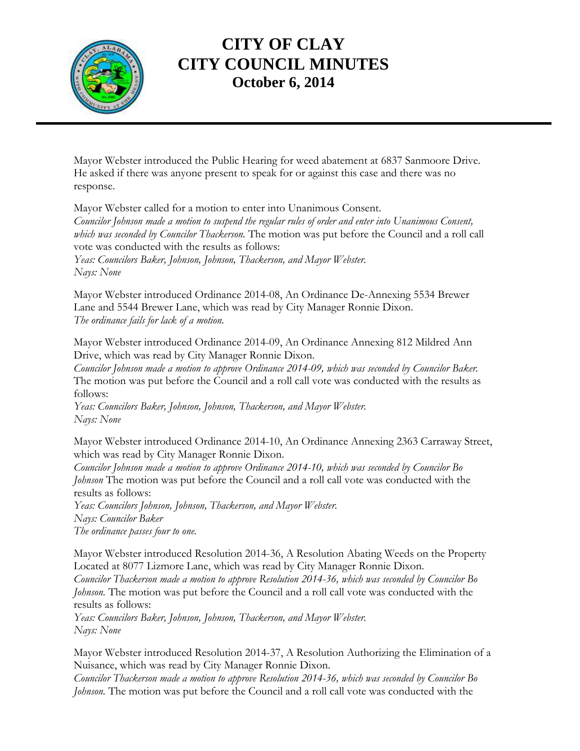# CITY OF CLAY
# CITY COUNCIL MINUTES
## October 6, 2014

Mayor Webster introduced the Public Hearing for weed abatement at 6837 Sanmoore Drive. He asked if there was anyone present to speak for or against this case and there was no response.

Mayor Webster called for a motion to enter into Unanimous Consent.
*Councilor Johnson made a motion to suspend the regular rules of order and enter into Unanimous Consent, which was seconded by Councilor Thackerson.* The motion was put before the Council and a roll call vote was conducted with the results as follows:
*Yeas: Councilors Baker, Johnson, Johnson, Thackerson, and Mayor Webster.*
*Nays: None*

Mayor Webster introduced Ordinance 2014-08, An Ordinance De-Annexing 5534 Brewer Lane and 5544 Brewer Lane, which was read by City Manager Ronnie Dixon.
*The ordinance fails for lack of a motion.*

Mayor Webster introduced Ordinance 2014-09, An Ordinance Annexing 812 Mildred Ann Drive, which was read by City Manager Ronnie Dixon.
*Councilor Johnson made a motion to approve Ordinance 2014-09, which was seconded by Councilor Baker.* The motion was put before the Council and a roll call vote was conducted with the results as follows:
*Yeas: Councilors Baker, Johnson, Johnson, Thackerson, and Mayor Webster.*
*Nays: None*

Mayor Webster introduced Ordinance 2014-10, An Ordinance Annexing 2363 Carraway Street, which was read by City Manager Ronnie Dixon.
*Councilor Johnson made a motion to approve Ordinance 2014-10, which was seconded by Councilor Bo Johnson* The motion was put before the Council and a roll call vote was conducted with the results as follows:
*Yeas: Councilors Johnson, Johnson, Thackerson, and Mayor Webster.*
*Nays: Councilor Baker*
*The ordinance passes four to one.*

Mayor Webster introduced Resolution 2014-36, A Resolution Abating Weeds on the Property Located at 8077 Lizmore Lane, which was read by City Manager Ronnie Dixon.
*Councilor Thackerson made a motion to approve Resolution 2014-36, which was seconded by Councilor Bo Johnson.* The motion was put before the Council and a roll call vote was conducted with the results as follows:
*Yeas: Councilors Baker, Johnson, Johnson, Thackerson, and Mayor Webster.*
*Nays: None*

Mayor Webster introduced Resolution 2014-37, A Resolution Authorizing the Elimination of a Nuisance, which was read by City Manager Ronnie Dixon.
*Councilor Thackerson made a motion to approve Resolution 2014-36, which was seconded by Councilor Bo Johnson.* The motion was put before the Council and a roll call vote was conducted with the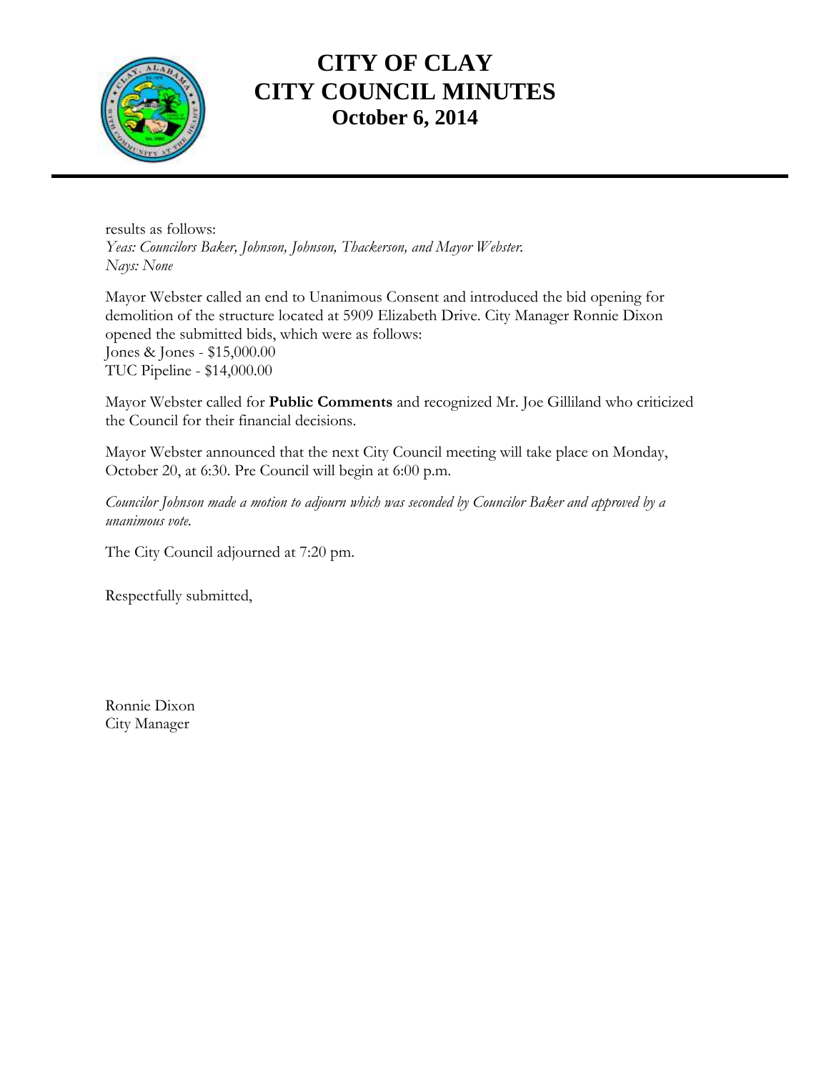# CITY OF CLAY
# CITY COUNCIL MINUTES
## October 6, 2014

results as follows:
*Yeas: Councilors Baker, Johnson, Johnson, Thackerson, and Mayor Webster.*
*Nays: None*

Mayor Webster called an end to Unanimous Consent and introduced the bid opening for demolition of the structure located at 5909 Elizabeth Drive. City Manager Ronnie Dixon opened the submitted bids, which were as follows:
Jones & Jones - $15,000.00
TUC Pipeline - $14,000.00

Mayor Webster called for **Public Comments** and recognized Mr. Joe Gilliland who criticized the Council for their financial decisions.

Mayor Webster announced that the next City Council meeting will take place on Monday, October 20, at 6:30. Pre Council will begin at 6:00 p.m.

*Councilor Johnson made a motion to adjourn which was seconded by Councilor Baker and approved by a unanimous vote.*

The City Council adjourned at 7:20 pm.

Respectfully submitted,

Ronnie Dixon
City Manager